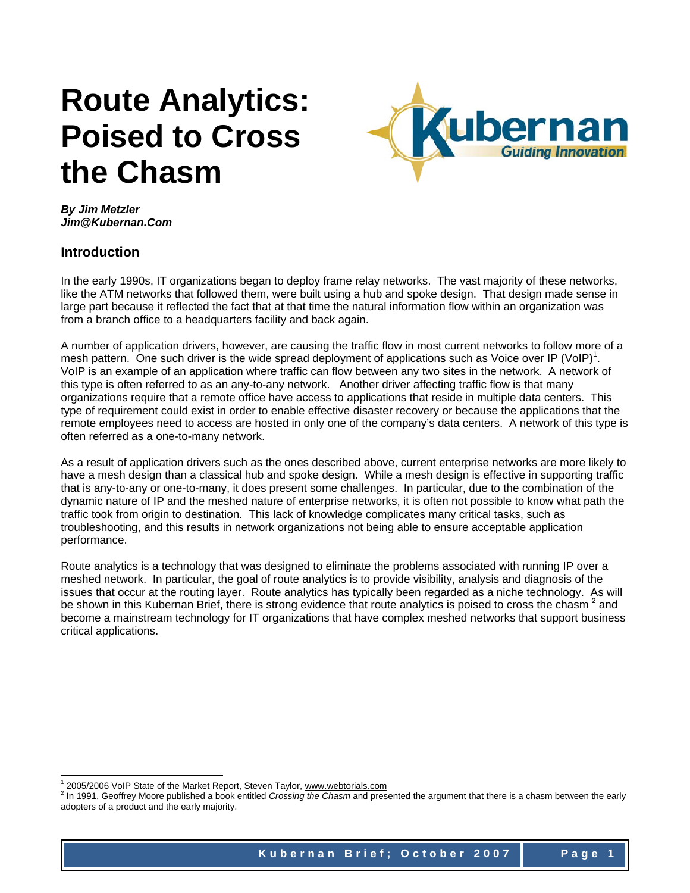# Route Analytics: Poised to Cross the Chasm

***By Jim Metzler***
***Jim@Kubernan.Com***

## Introduction

In the early 1990s, IT organizations began to deploy frame relay networks. The vast majority of these networks, like the ATM networks that followed them, were built using a hub and spoke design. That design made sense in large part because it reflected the fact that at that time the natural information flow within an organization was from a branch office to a headquarters facility and back again.

A number of application drivers, however, are causing the traffic flow in most current networks to follow more of a mesh pattern. One such driver is the wide spread deployment of applications such as Voice over IP (VoIP)[1]. VoIP is an example of an application where traffic can flow between any two sites in the network. A network of this type is often referred to as an any-to-any network. Another driver affecting traffic flow is that many organizations require that a remote office have access to applications that reside in multiple data centers. This type of requirement could exist in order to enable effective disaster recovery or because the applications that the remote employees need to access are hosted in only one of the company's data centers. A network of this type is often referred as a one-to-many network.

As a result of application drivers such as the ones described above, current enterprise networks are more likely to have a mesh design than a classical hub and spoke design. While a mesh design is effective in supporting traffic that is any-to-any or one-to-many, it does present some challenges. In particular, due to the combination of the dynamic nature of IP and the meshed nature of enterprise networks, it is often not possible to know what path the traffic took from origin to destination. This lack of knowledge complicates many critical tasks, such as troubleshooting, and this results in network organizations not being able to ensure acceptable application performance.

Route analytics is a technology that was designed to eliminate the problems associated with running IP over a meshed network. In particular, the goal of route analytics is to provide visibility, analysis and diagnosis of the issues that occur at the routing layer. Route analytics has typically been regarded as a niche technology. As will be shown in this Kubernan Brief, there is strong evidence that route analytics is poised to cross the chasm [2] and become a mainstream technology for IT organizations that have complex meshed networks that support business critical applications.

---

[1] 2005/2006 VoIP State of the Market Report, Steven Taylor, www.webtorials.com

[2] In 1991, Geoffrey Moore published a book entitled *Crossing the Chasm* and presented the argument that there is a chasm between the early adopters of a product and the early majority.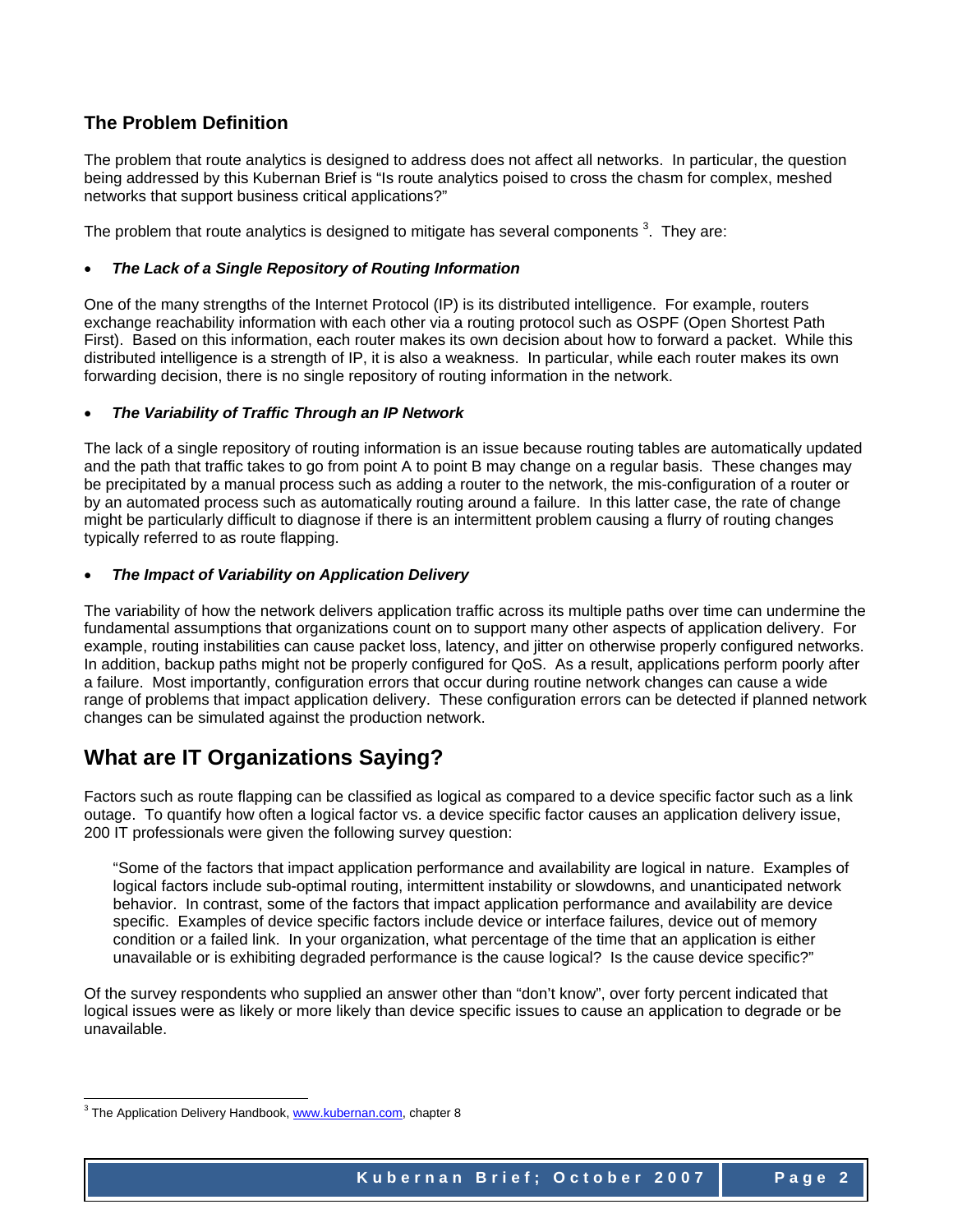### The Problem Definition

The problem that route analytics is designed to address does not affect all networks. In particular, the question being addressed by this Kubernan Brief is "Is route analytics poised to cross the chasm for complex, meshed networks that support business critical applications?"

The problem that route analytics is designed to mitigate has several components [3]. They are:

- ***The Lack of a Single Repository of Routing Information***

One of the many strengths of the Internet Protocol (IP) is its distributed intelligence. For example, routers exchange reachability information with each other via a routing protocol such as OSPF (Open Shortest Path First). Based on this information, each router makes its own decision about how to forward a packet. While this distributed intelligence is a strength of IP, it is also a weakness. In particular, while each router makes its own forwarding decision, there is no single repository of routing information in the network.

- ***The Variability of Traffic Through an IP Network***

The lack of a single repository of routing information is an issue because routing tables are automatically updated and the path that traffic takes to go from point A to point B may change on a regular basis. These changes may be precipitated by a manual process such as adding a router to the network, the mis-configuration of a router or by an automated process such as automatically routing around a failure. In this latter case, the rate of change might be particularly difficult to diagnose if there is an intermittent problem causing a flurry of routing changes typically referred to as route flapping.

- ***The Impact of Variability on Application Delivery***

The variability of how the network delivers application traffic across its multiple paths over time can undermine the fundamental assumptions that organizations count on to support many other aspects of application delivery. For example, routing instabilities can cause packet loss, latency, and jitter on otherwise properly configured networks. In addition, backup paths might not be properly configured for QoS. As a result, applications perform poorly after a failure. Most importantly, configuration errors that occur during routine network changes can cause a wide range of problems that impact application delivery. These configuration errors can be detected if planned network changes can be simulated against the production network.

## What are IT Organizations Saying?

Factors such as route flapping can be classified as logical as compared to a device specific factor such as a link outage. To quantify how often a logical factor vs. a device specific factor causes an application delivery issue, 200 IT professionals were given the following survey question:

> "Some of the factors that impact application performance and availability are logical in nature. Examples of logical factors include sub-optimal routing, intermittent instability or slowdowns, and unanticipated network behavior. In contrast, some of the factors that impact application performance and availability are device specific. Examples of device specific factors include device or interface failures, device out of memory condition or a failed link. In your organization, what percentage of the time that an application is either unavailable or is exhibiting degraded performance is the cause logical? Is the cause device specific?"

Of the survey respondents who supplied an answer other than "don't know", over forty percent indicated that logical issues were as likely or more likely than device specific issues to cause an application to degrade or be unavailable.

---

[3] The Application Delivery Handbook, www.kubernan.com, chapter 8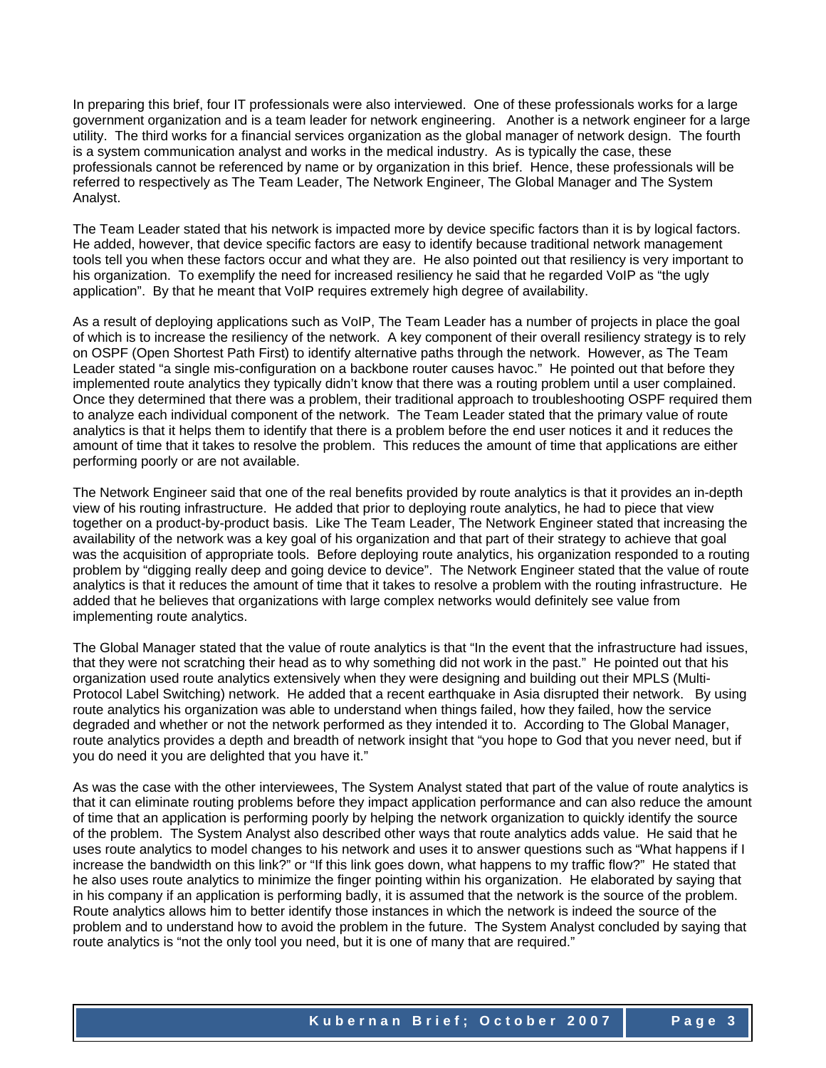In preparing this brief, four IT professionals were also interviewed. One of these professionals works for a large government organization and is a team leader for network engineering. Another is a network engineer for a large utility. The third works for a financial services organization as the global manager of network design. The fourth is a system communication analyst and works in the medical industry. As is typically the case, these professionals cannot be referenced by name or by organization in this brief. Hence, these professionals will be referred to respectively as The Team Leader, The Network Engineer, The Global Manager and The System Analyst.

The Team Leader stated that his network is impacted more by device specific factors than it is by logical factors. He added, however, that device specific factors are easy to identify because traditional network management tools tell you when these factors occur and what they are. He also pointed out that resiliency is very important to his organization. To exemplify the need for increased resiliency he said that he regarded VoIP as "the ugly application". By that he meant that VoIP requires extremely high degree of availability.

As a result of deploying applications such as VoIP, The Team Leader has a number of projects in place the goal of which is to increase the resiliency of the network. A key component of their overall resiliency strategy is to rely on OSPF (Open Shortest Path First) to identify alternative paths through the network. However, as The Team Leader stated "a single mis-configuration on a backbone router causes havoc." He pointed out that before they implemented route analytics they typically didn't know that there was a routing problem until a user complained. Once they determined that there was a problem, their traditional approach to troubleshooting OSPF required them to analyze each individual component of the network. The Team Leader stated that the primary value of route analytics is that it helps them to identify that there is a problem before the end user notices it and it reduces the amount of time that it takes to resolve the problem. This reduces the amount of time that applications are either performing poorly or are not available.

The Network Engineer said that one of the real benefits provided by route analytics is that it provides an in-depth view of his routing infrastructure. He added that prior to deploying route analytics, he had to piece that view together on a product-by-product basis. Like The Team Leader, The Network Engineer stated that increasing the availability of the network was a key goal of his organization and that part of their strategy to achieve that goal was the acquisition of appropriate tools. Before deploying route analytics, his organization responded to a routing problem by "digging really deep and going device to device". The Network Engineer stated that the value of route analytics is that it reduces the amount of time that it takes to resolve a problem with the routing infrastructure. He added that he believes that organizations with large complex networks would definitely see value from implementing route analytics.

The Global Manager stated that the value of route analytics is that "In the event that the infrastructure had issues, that they were not scratching their head as to why something did not work in the past." He pointed out that his organization used route analytics extensively when they were designing and building out their MPLS (Multi-Protocol Label Switching) network. He added that a recent earthquake in Asia disrupted their network. By using route analytics his organization was able to understand when things failed, how they failed, how the service degraded and whether or not the network performed as they intended it to. According to The Global Manager, route analytics provides a depth and breadth of network insight that "you hope to God that you never need, but if you do need it you are delighted that you have it."

As was the case with the other interviewees, The System Analyst stated that part of the value of route analytics is that it can eliminate routing problems before they impact application performance and can also reduce the amount of time that an application is performing poorly by helping the network organization to quickly identify the source of the problem. The System Analyst also described other ways that route analytics adds value. He said that he uses route analytics to model changes to his network and uses it to answer questions such as "What happens if I increase the bandwidth on this link?" or "If this link goes down, what happens to my traffic flow?" He stated that he also uses route analytics to minimize the finger pointing within his organization. He elaborated by saying that in his company if an application is performing badly, it is assumed that the network is the source of the problem. Route analytics allows him to better identify those instances in which the network is indeed the source of the problem and to understand how to avoid the problem in the future. The System Analyst concluded by saying that route analytics is "not the only tool you need, but it is one of many that are required."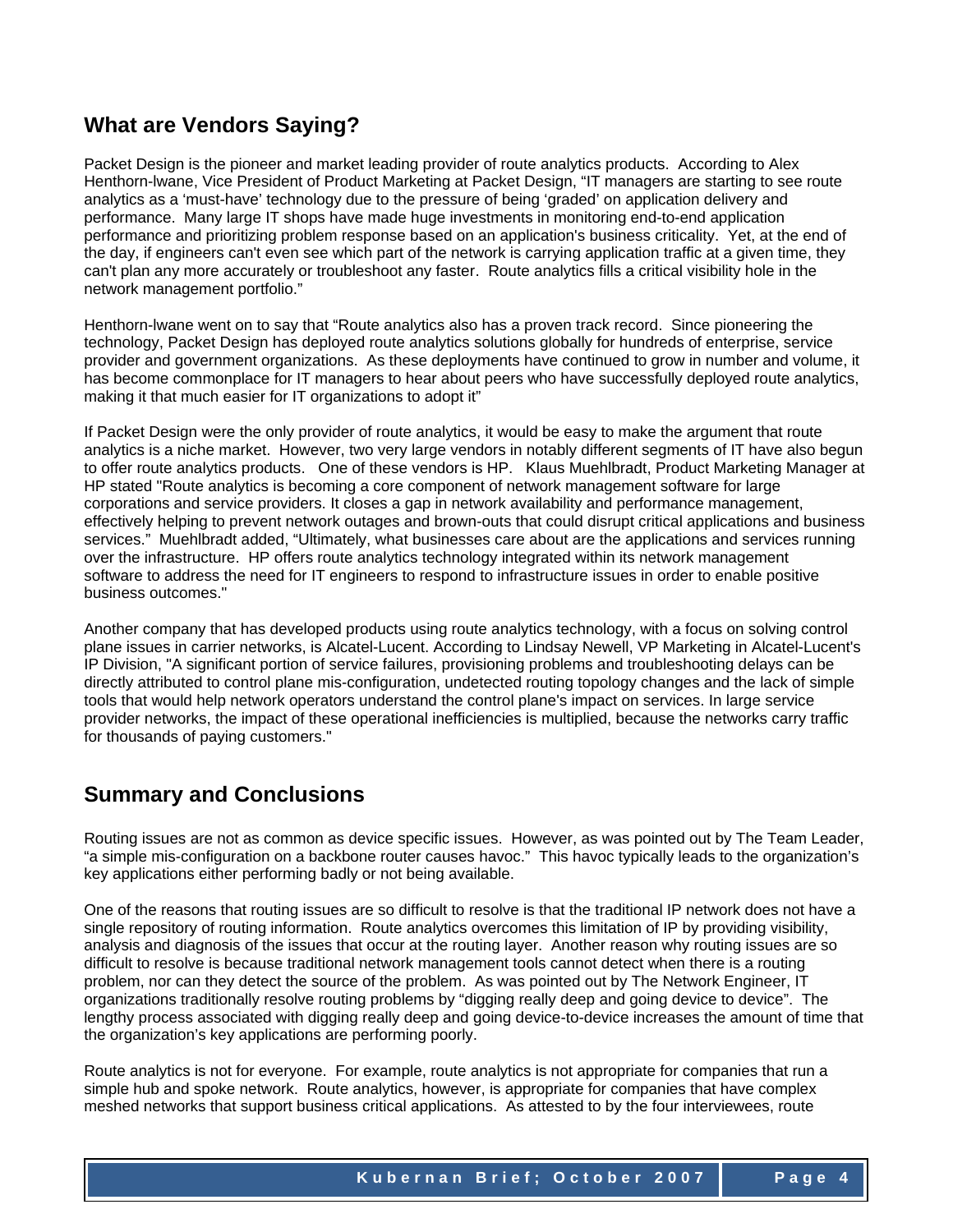## What are Vendors Saying?

Packet Design is the pioneer and market leading provider of route analytics products. According to Alex Henthorn-lwane, Vice President of Product Marketing at Packet Design, "IT managers are starting to see route analytics as a 'must-have' technology due to the pressure of being 'graded' on application delivery and performance. Many large IT shops have made huge investments in monitoring end-to-end application performance and prioritizing problem response based on an application's business criticality. Yet, at the end of the day, if engineers can't even see which part of the network is carrying application traffic at a given time, they can't plan any more accurately or troubleshoot any faster. Route analytics fills a critical visibility hole in the network management portfolio."

Henthorn-lwane went on to say that "Route analytics also has a proven track record. Since pioneering the technology, Packet Design has deployed route analytics solutions globally for hundreds of enterprise, service provider and government organizations. As these deployments have continued to grow in number and volume, it has become commonplace for IT managers to hear about peers who have successfully deployed route analytics, making it that much easier for IT organizations to adopt it"

If Packet Design were the only provider of route analytics, it would be easy to make the argument that route analytics is a niche market. However, two very large vendors in notably different segments of IT have also begun to offer route analytics products. One of these vendors is HP. Klaus Muehlbradt, Product Marketing Manager at HP stated "Route analytics is becoming a core component of network management software for large corporations and service providers. It closes a gap in network availability and performance management, effectively helping to prevent network outages and brown-outs that could disrupt critical applications and business services." Muehlbradt added, "Ultimately, what businesses care about are the applications and services running over the infrastructure. HP offers route analytics technology integrated within its network management software to address the need for IT engineers to respond to infrastructure issues in order to enable positive business outcomes."

Another company that has developed products using route analytics technology, with a focus on solving control plane issues in carrier networks, is Alcatel-Lucent. According to Lindsay Newell, VP Marketing in Alcatel-Lucent's IP Division, "A significant portion of service failures, provisioning problems and troubleshooting delays can be directly attributed to control plane mis-configuration, undetected routing topology changes and the lack of simple tools that would help network operators understand the control plane's impact on services. In large service provider networks, the impact of these operational inefficiencies is multiplied, because the networks carry traffic for thousands of paying customers."

## Summary and Conclusions

Routing issues are not as common as device specific issues. However, as was pointed out by The Team Leader, "a simple mis-configuration on a backbone router causes havoc." This havoc typically leads to the organization's key applications either performing badly or not being available.

One of the reasons that routing issues are so difficult to resolve is that the traditional IP network does not have a single repository of routing information. Route analytics overcomes this limitation of IP by providing visibility, analysis and diagnosis of the issues that occur at the routing layer. Another reason why routing issues are so difficult to resolve is because traditional network management tools cannot detect when there is a routing problem, nor can they detect the source of the problem. As was pointed out by The Network Engineer, IT organizations traditionally resolve routing problems by "digging really deep and going device to device". The lengthy process associated with digging really deep and going device-to-device increases the amount of time that the organization's key applications are performing poorly.

Route analytics is not for everyone. For example, route analytics is not appropriate for companies that run a simple hub and spoke network. Route analytics, however, is appropriate for companies that have complex meshed networks that support business critical applications. As attested to by the four interviewees, route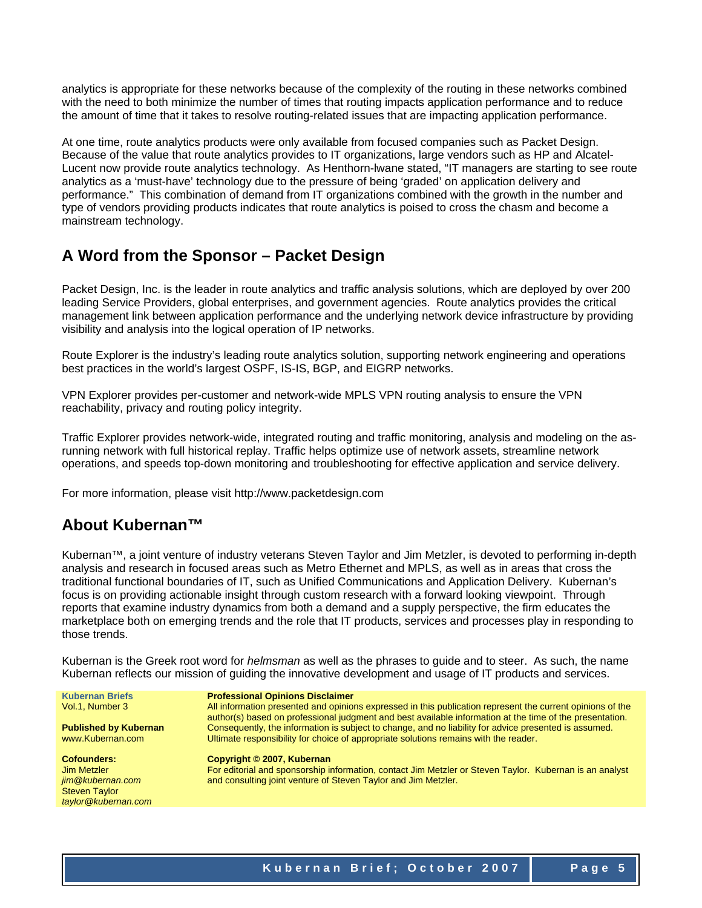analytics is appropriate for these networks because of the complexity of the routing in these networks combined with the need to both minimize the number of times that routing impacts application performance and to reduce the amount of time that it takes to resolve routing-related issues that are impacting application performance.

At one time, route analytics products were only available from focused companies such as Packet Design. Because of the value that route analytics provides to IT organizations, large vendors such as HP and Alcatel-Lucent now provide route analytics technology. As Henthorn-Iwane stated, "IT managers are starting to see route analytics as a 'must-have' technology due to the pressure of being 'graded' on application delivery and performance." This combination of demand from IT organizations combined with the growth in the number and type of vendors providing products indicates that route analytics is poised to cross the chasm and become a mainstream technology.

## A Word from the Sponsor – Packet Design

Packet Design, Inc. is the leader in route analytics and traffic analysis solutions, which are deployed by over 200 leading Service Providers, global enterprises, and government agencies. Route analytics provides the critical management link between application performance and the underlying network device infrastructure by providing visibility and analysis into the logical operation of IP networks.

Route Explorer is the industry's leading route analytics solution, supporting network engineering and operations best practices in the world's largest OSPF, IS-IS, BGP, and EIGRP networks.

VPN Explorer provides per-customer and network-wide MPLS VPN routing analysis to ensure the VPN reachability, privacy and routing policy integrity.

Traffic Explorer provides network-wide, integrated routing and traffic monitoring, analysis and modeling on the as-running network with full historical replay. Traffic helps optimize use of network assets, streamline network operations, and speeds top-down monitoring and troubleshooting for effective application and service delivery.

For more information, please visit http://www.packetdesign.com

## About Kubernan™

Kubernan™, a joint venture of industry veterans Steven Taylor and Jim Metzler, is devoted to performing in-depth analysis and research in focused areas such as Metro Ethernet and MPLS, as well as in areas that cross the traditional functional boundaries of IT, such as Unified Communications and Application Delivery. Kubernan's focus is on providing actionable insight through custom research with a forward looking viewpoint. Through reports that examine industry dynamics from both a demand and a supply perspective, the firm educates the marketplace both on emerging trends and the role that IT products, services and processes play in responding to those trends.

Kubernan is the Greek root word for *helmsman* as well as the phrases to guide and to steer. As such, the name Kubernan reflects our mission of guiding the innovative development and usage of IT products and services.

**Kubernan Briefs**
Vol.1, Number 3

**Published by Kubernan**
www.Kubernan.com

**Cofounders:**
Jim Metzler
*jim@kubernan.com*
Steven Taylor
*taylor@kubernan.com*

**Professional Opinions Disclaimer**
All information presented and opinions expressed in this publication represent the current opinions of the author(s) based on professional judgment and best available information at the time of the presentation. Consequently, the information is subject to change, and no liability for advice presented is assumed. Ultimate responsibility for choice of appropriate solutions remains with the reader.

**Copyright © 2007, Kubernan**
For editorial and sponsorship information, contact Jim Metzler or Steven Taylor. Kubernan is an analyst and consulting joint venture of Steven Taylor and Jim Metzler.